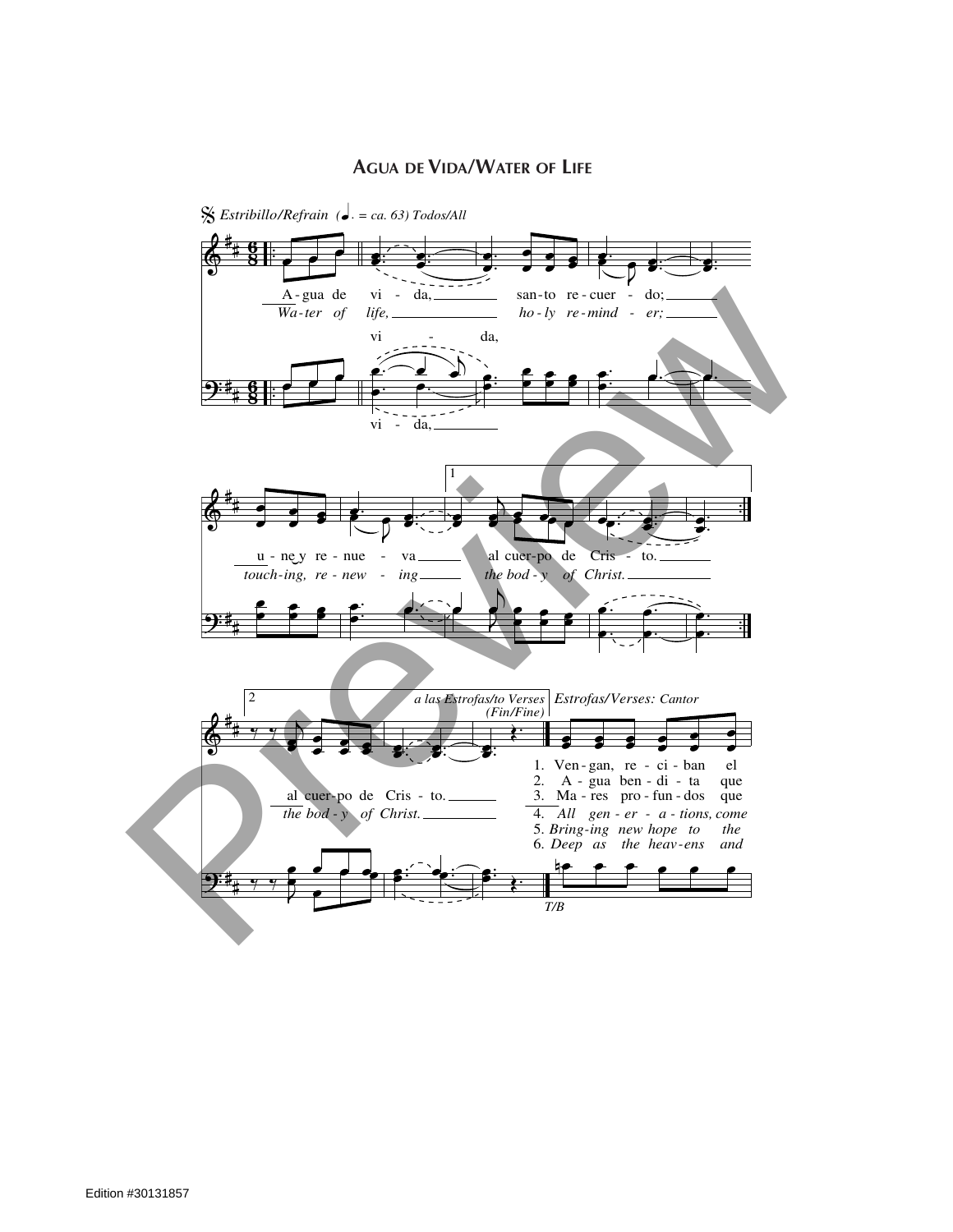# AGUA DE VIDA/WATER OF LIFE

*Estribillo/Refrain* (♩. = ca. 63) *Todos/All*

A - gua de vi - da, san - to re - cuer - do;
*Wa - ter of life, ho - ly re - mind - er;*

vi - da,

vi - da,

u - ne y re - nue - va al cuer - po de Cris - to.
*touch - ing, re - new - ing the bod - y of Christ.*

al cuer - po de Cris - to.
*the bod - y of Christ.*

*a las Estrofas/to Verses (Fin/Fine)*

*Estrofas/Verses: Cantor*

1. Ven - gan, re - ci - ban el
2. A - gua ben - di - ta que
3. Ma - res pro - fun - dos que
4. *All gen - er - a - tions, come*
5. *Bring - ing new hope to the*
6. *Deep as the heav - ens and*

*T/B*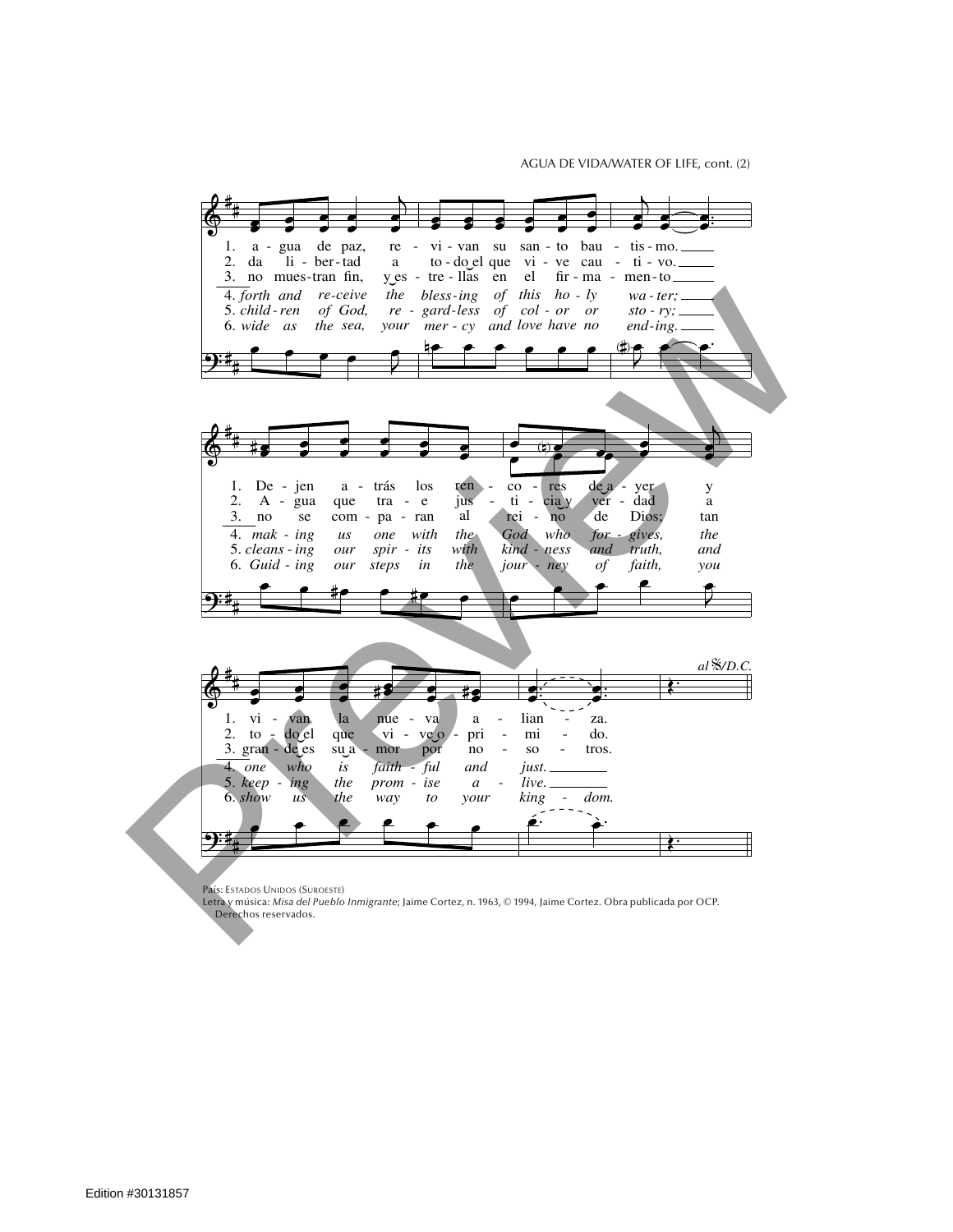1. a - gua de paz, re - vi - van su san - to bau - tis - mo.
2. da li - ber - tad a to - do el que vi - ve cau - ti - vo.
3. no mues - tran fin, y es - tre - llas en el fir - ma - men - to
4. *forth and re-ceive the bless-ing of this ho - ly wa - ter;*
5. *child - ren of God, re - gard - less of col - or or sto - ry;*
6. *wide as the sea, your mer - cy and love have no end - ing.*

1. De - jen a - trás los ren - co - res de a - yer y
2. A - gua que tra - e jus - ti - cia y ver - dad a
3. no se com - pa - ran al rei - no de Dios; tan
4. *mak - ing us one with the God who for - gives, the*
5. *cleans - ing our spir - its with kind - ness and truth, and*
6. *Guid - ing our steps in the jour - ney of faith, you*

1. vi - van la nue - va a - lian - za.
2. to - do el que vi - ve o - pri - mi - do.
3. gran - de es su a - mor por no - so - tros.
4. *one who is faith - ful and just.*
5. *keep - ing the prom - ise a - live.*
6. *show us the way to your king - dom.*

al 𝄋/D.C.

País: Estados Unidos (Suroeste)
Letra y música: *Misa del Pueblo Inmigrante*; Jaime Cortez, n. 1963, © 1994, Jaime Cortez. Obra publicada por OCP. Derechos reservados.

Edition #30131857